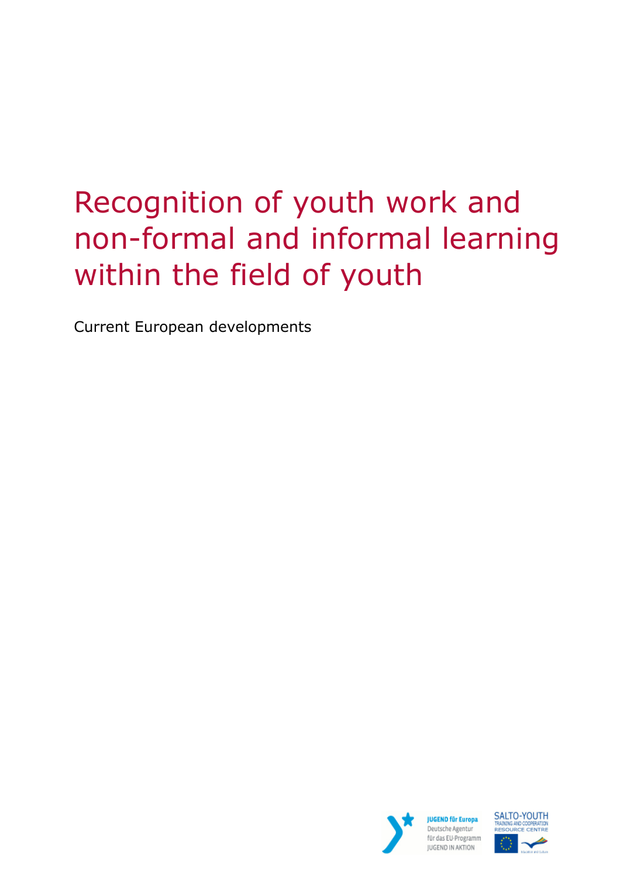# Recognition of youth work and non-formal and informal learning within the field of youth

Current European developments

JUGEND für Europa
Deutsche Agentur
für das EU-Programm
JUGEND IN AKTION

SALTO-YOUTH
TRAINING AND COOPERATION
RESOURCE CENTRE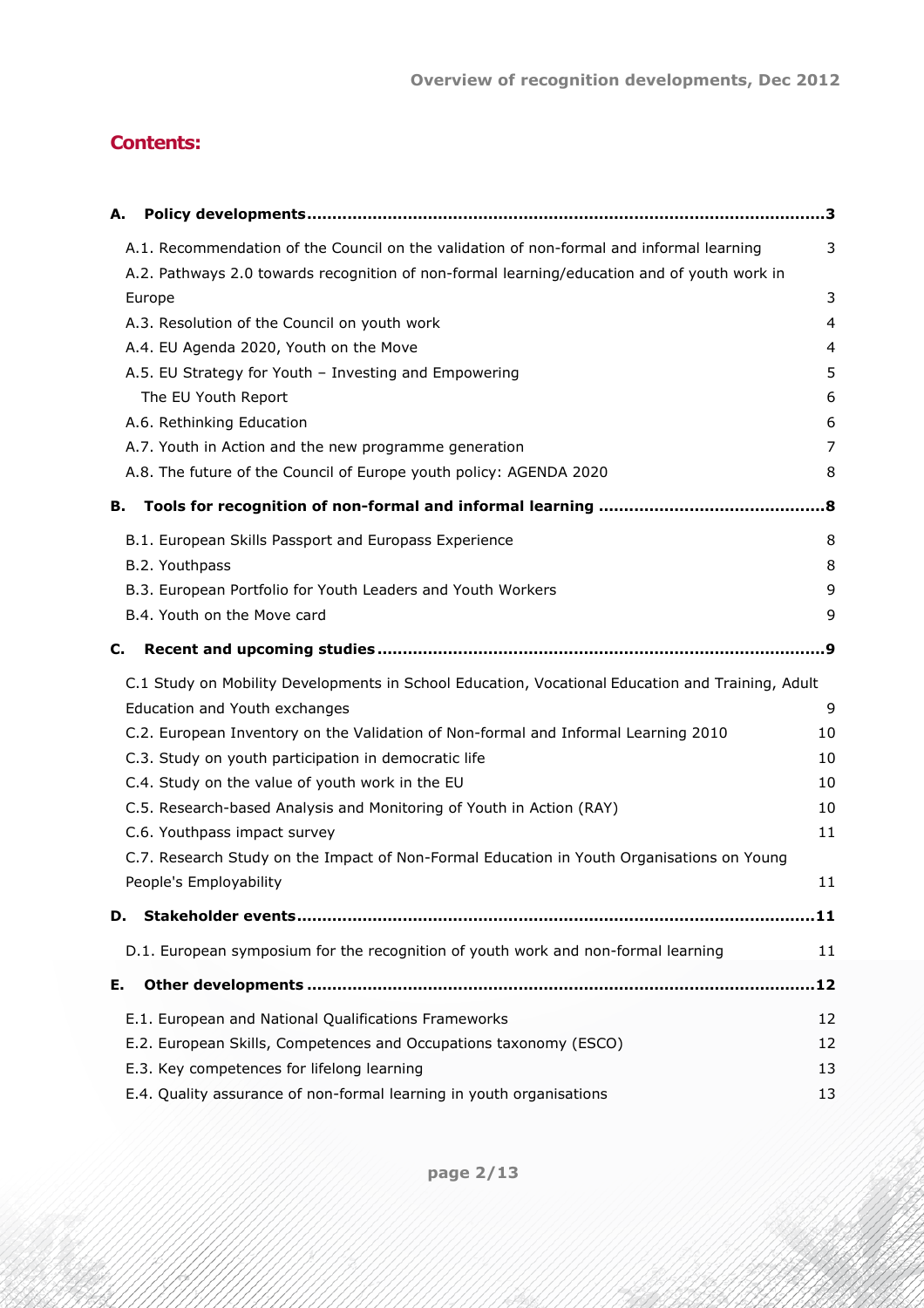## Contents:

**A. Policy developments** ... 3

- A.1. Recommendation of the Council on the validation of non-formal and informal learning ... 3
- A.2. Pathways 2.0 towards recognition of non-formal learning/education and of youth work in Europe ... 3
- A.3. Resolution of the Council on youth work ... 4
- A.4. EU Agenda 2020, Youth on the Move ... 4
- A.5. EU Strategy for Youth – Investing and Empowering ... 5
  - The EU Youth Report ... 6
- A.6. Rethinking Education ... 6
- A.7. Youth in Action and the new programme generation ... 7
- A.8. The future of the Council of Europe youth policy: AGENDA 2020 ... 8

**B. Tools for recognition of non-formal and informal learning** ... 8

- B.1. European Skills Passport and Europass Experience ... 8
- B.2. Youthpass ... 8
- B.3. European Portfolio for Youth Leaders and Youth Workers ... 9
- B.4. Youth on the Move card ... 9

**C. Recent and upcoming studies** ... 9

- C.1 Study on Mobility Developments in School Education, Vocational Education and Training, Adult Education and Youth exchanges ... 9
- C.2. European Inventory on the Validation of Non-formal and Informal Learning 2010 ... 10
- C.3. Study on youth participation in democratic life ... 10
- C.4. Study on the value of youth work in the EU ... 10
- C.5. Research-based Analysis and Monitoring of Youth in Action (RAY) ... 10
- C.6. Youthpass impact survey ... 11
- C.7. Research Study on the Impact of Non-Formal Education in Youth Organisations on Young People's Employability ... 11

**D. Stakeholder events** ... 11

- D.1. European symposium for the recognition of youth work and non-formal learning ... 11

**E. Other developments** ... 12

- E.1. European and National Qualifications Frameworks ... 12
- E.2. European Skills, Competences and Occupations taxonomy (ESCO) ... 12
- E.3. Key competences for lifelong learning ... 13
- E.4. Quality assurance of non-formal learning in youth organisations ... 13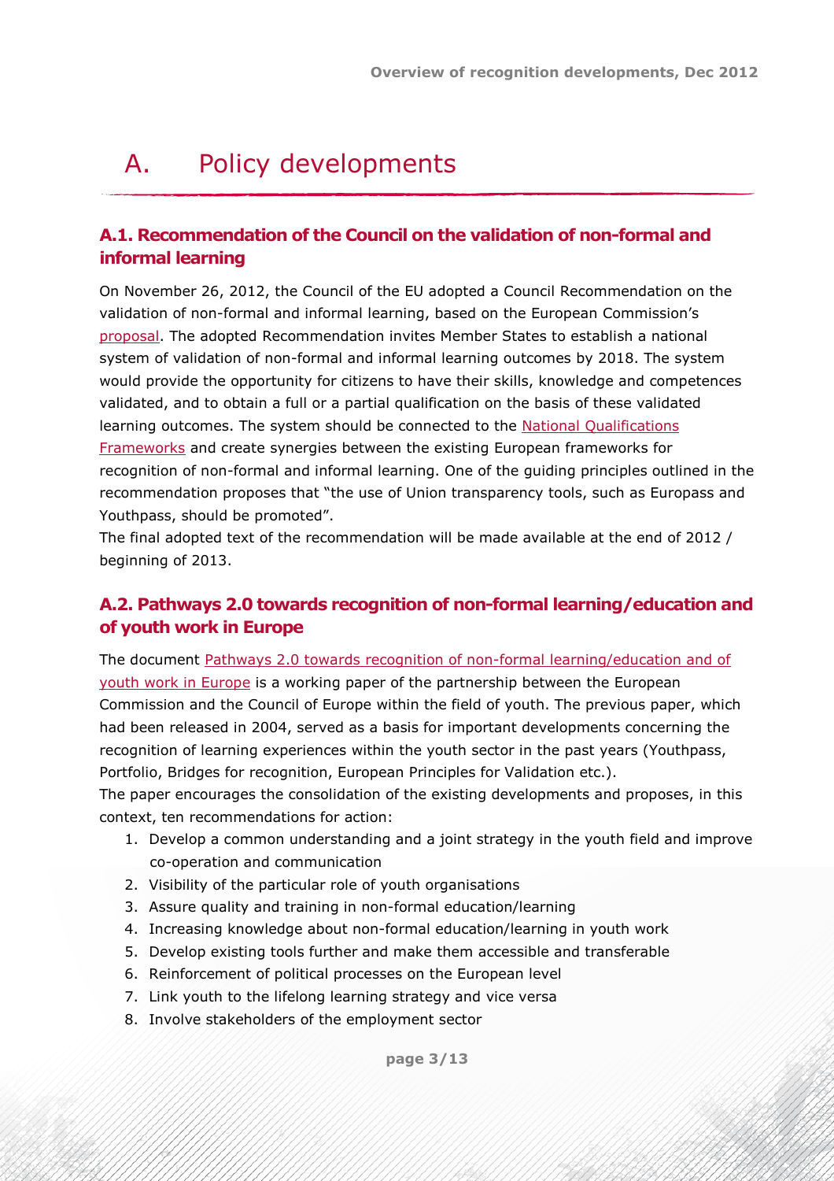# A. Policy developments

## A.1. Recommendation of the Council on the validation of non-formal and informal learning

On November 26, 2012, the Council of the EU adopted a Council Recommendation on the validation of non-formal and informal learning, based on the European Commission's proposal. The adopted Recommendation invites Member States to establish a national system of validation of non-formal and informal learning outcomes by 2018. The system would provide the opportunity for citizens to have their skills, knowledge and competences validated, and to obtain a full or a partial qualification on the basis of these validated learning outcomes. The system should be connected to the National Qualifications Frameworks and create synergies between the existing European frameworks for recognition of non-formal and informal learning. One of the guiding principles outlined in the recommendation proposes that "the use of Union transparency tools, such as Europass and Youthpass, should be promoted".

The final adopted text of the recommendation will be made available at the end of 2012 / beginning of 2013.

## A.2. Pathways 2.0 towards recognition of non-formal learning/education and of youth work in Europe

The document Pathways 2.0 towards recognition of non-formal learning/education and of youth work in Europe is a working paper of the partnership between the European Commission and the Council of Europe within the field of youth. The previous paper, which had been released in 2004, served as a basis for important developments concerning the recognition of learning experiences within the youth sector in the past years (Youthpass, Portfolio, Bridges for recognition, European Principles for Validation etc.).

The paper encourages the consolidation of the existing developments and proposes, in this context, ten recommendations for action:

1. Develop a common understanding and a joint strategy in the youth field and improve co-operation and communication
2. Visibility of the particular role of youth organisations
3. Assure quality and training in non-formal education/learning
4. Increasing knowledge about non-formal education/learning in youth work
5. Develop existing tools further and make them accessible and transferable
6. Reinforcement of political processes on the European level
7. Link youth to the lifelong learning strategy and vice versa
8. Involve stakeholders of the employment sector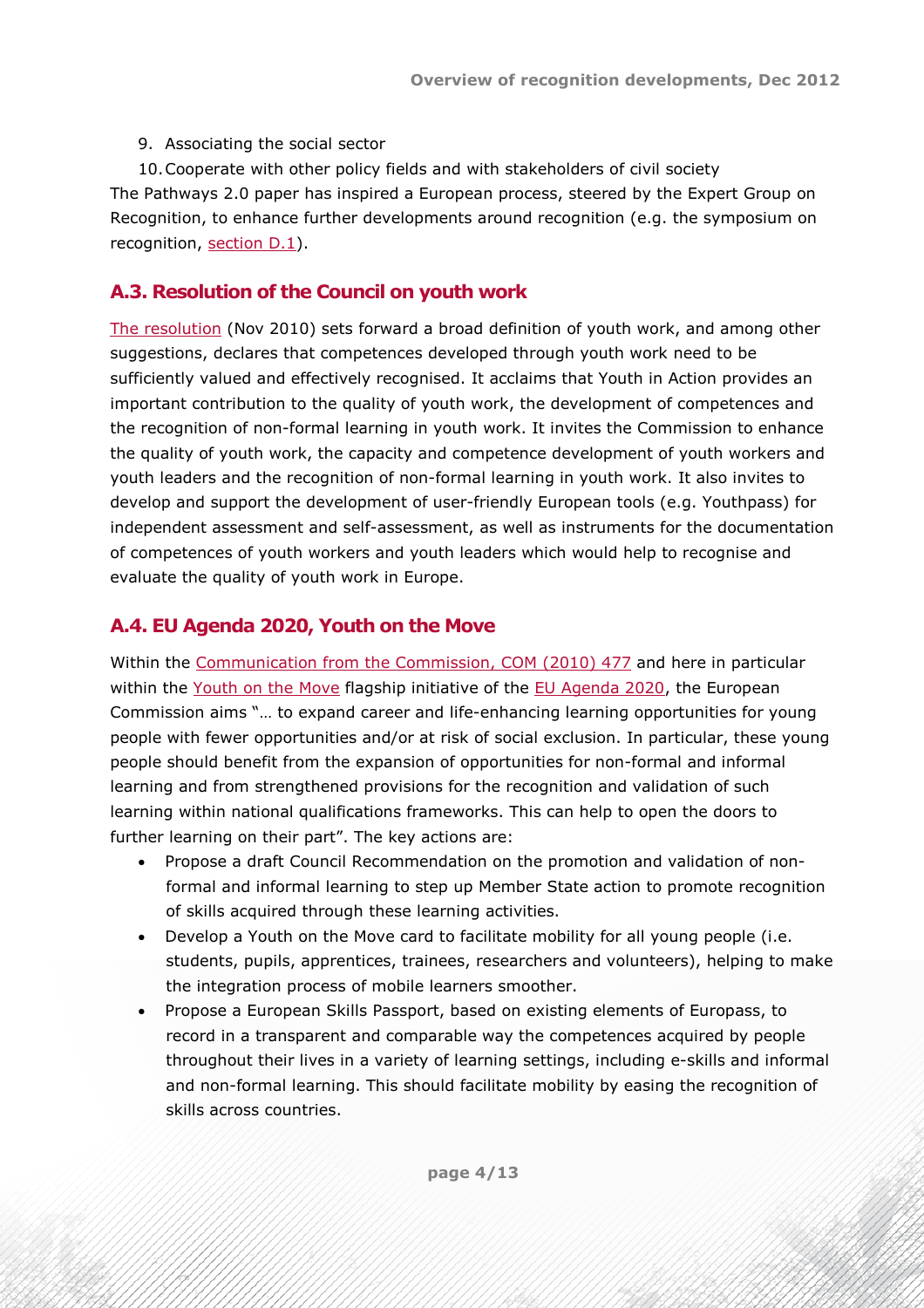9. Associating the social sector
10. Cooperate with other policy fields and with stakeholders of civil society

The Pathways 2.0 paper has inspired a European process, steered by the Expert Group on Recognition, to enhance further developments around recognition (e.g. the symposium on recognition, section D.1).

## A.3. Resolution of the Council on youth work

The resolution (Nov 2010) sets forward a broad definition of youth work, and among other suggestions, declares that competences developed through youth work need to be sufficiently valued and effectively recognised. It acclaims that Youth in Action provides an important contribution to the quality of youth work, the development of competences and the recognition of non-formal learning in youth work. It invites the Commission to enhance the quality of youth work, the capacity and competence development of youth workers and youth leaders and the recognition of non-formal learning in youth work. It also invites to develop and support the development of user-friendly European tools (e.g. Youthpass) for independent assessment and self-assessment, as well as instruments for the documentation of competences of youth workers and youth leaders which would help to recognise and evaluate the quality of youth work in Europe.

## A.4. EU Agenda 2020, Youth on the Move

Within the Communication from the Commission, COM (2010) 477 and here in particular within the Youth on the Move flagship initiative of the EU Agenda 2020, the European Commission aims "… to expand career and life-enhancing learning opportunities for young people with fewer opportunities and/or at risk of social exclusion. In particular, these young people should benefit from the expansion of opportunities for non-formal and informal learning and from strengthened provisions for the recognition and validation of such learning within national qualifications frameworks. This can help to open the doors to further learning on their part". The key actions are:

- Propose a draft Council Recommendation on the promotion and validation of non-formal and informal learning to step up Member State action to promote recognition of skills acquired through these learning activities.
- Develop a Youth on the Move card to facilitate mobility for all young people (i.e. students, pupils, apprentices, trainees, researchers and volunteers), helping to make the integration process of mobile learners smoother.
- Propose a European Skills Passport, based on existing elements of Europass, to record in a transparent and comparable way the competences acquired by people throughout their lives in a variety of learning settings, including e-skills and informal and non-formal learning. This should facilitate mobility by easing the recognition of skills across countries.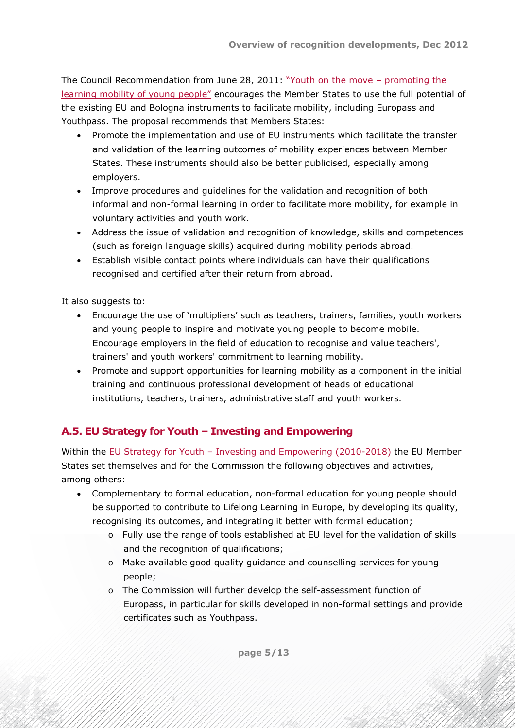The Council Recommendation from June 28, 2011: "Youth on the move – promoting the learning mobility of young people" encourages the Member States to use the full potential of the existing EU and Bologna instruments to facilitate mobility, including Europass and Youthpass. The proposal recommends that Members States:

- Promote the implementation and use of EU instruments which facilitate the transfer and validation of the learning outcomes of mobility experiences between Member States. These instruments should also be better publicised, especially among employers.
- Improve procedures and guidelines for the validation and recognition of both informal and non-formal learning in order to facilitate more mobility, for example in voluntary activities and youth work.
- Address the issue of validation and recognition of knowledge, skills and competences (such as foreign language skills) acquired during mobility periods abroad.
- Establish visible contact points where individuals can have their qualifications recognised and certified after their return from abroad.

It also suggests to:

- Encourage the use of 'multipliers' such as teachers, trainers, families, youth workers and young people to inspire and motivate young people to become mobile. Encourage employers in the field of education to recognise and value teachers', trainers' and youth workers' commitment to learning mobility.
- Promote and support opportunities for learning mobility as a component in the initial training and continuous professional development of heads of educational institutions, teachers, trainers, administrative staff and youth workers.

## A.5. EU Strategy for Youth – Investing and Empowering

Within the EU Strategy for Youth – Investing and Empowering (2010-2018) the EU Member States set themselves and for the Commission the following objectives and activities, among others:

- Complementary to formal education, non-formal education for young people should be supported to contribute to Lifelong Learning in Europe, by developing its quality, recognising its outcomes, and integrating it better with formal education;
  - Fully use the range of tools established at EU level for the validation of skills and the recognition of qualifications;
  - Make available good quality guidance and counselling services for young people;
  - The Commission will further develop the self-assessment function of Europass, in particular for skills developed in non-formal settings and provide certificates such as Youthpass.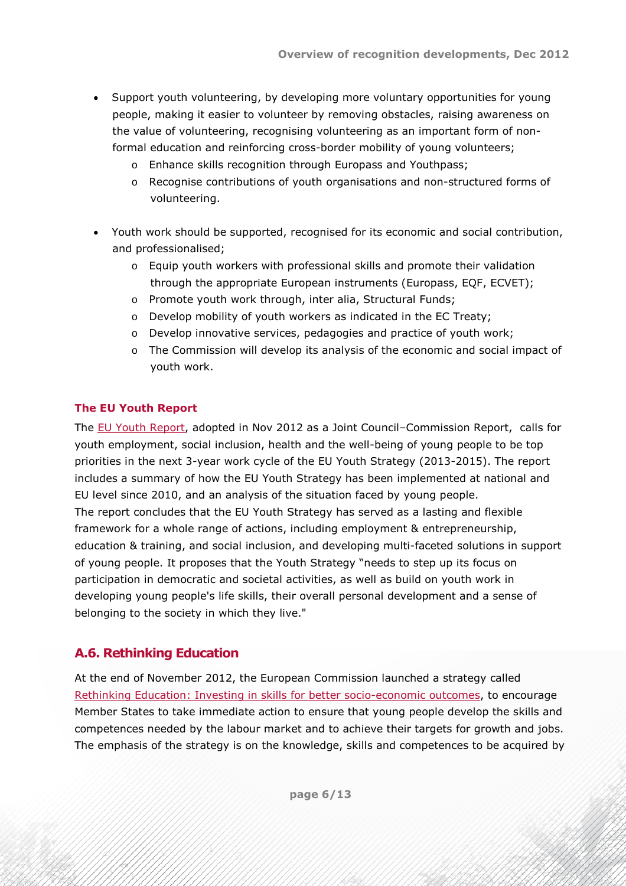- Support youth volunteering, by developing more voluntary opportunities for young people, making it easier to volunteer by removing obstacles, raising awareness on the value of volunteering, recognising volunteering as an important form of non-formal education and reinforcing cross-border mobility of young volunteers;
  - Enhance skills recognition through Europass and Youthpass;
  - Recognise contributions of youth organisations and non-structured forms of volunteering.

- Youth work should be supported, recognised for its economic and social contribution, and professionalised;
  - Equip youth workers with professional skills and promote their validation through the appropriate European instruments (Europass, EQF, ECVET);
  - Promote youth work through, inter alia, Structural Funds;
  - Develop mobility of youth workers as indicated in the EC Treaty;
  - Develop innovative services, pedagogies and practice of youth work;
  - The Commission will develop its analysis of the economic and social impact of youth work.

### The EU Youth Report

The EU Youth Report, adopted in Nov 2012 as a Joint Council–Commission Report, calls for youth employment, social inclusion, health and the well-being of young people to be top priorities in the next 3-year work cycle of the EU Youth Strategy (2013-2015). The report includes a summary of how the EU Youth Strategy has been implemented at national and EU level since 2010, and an analysis of the situation faced by young people.
The report concludes that the EU Youth Strategy has served as a lasting and flexible framework for a whole range of actions, including employment & entrepreneurship, education & training, and social inclusion, and developing multi-faceted solutions in support of young people. It proposes that the Youth Strategy "needs to step up its focus on participation in democratic and societal activities, as well as build on youth work in developing young people's life skills, their overall personal development and a sense of belonging to the society in which they live."

## A.6. Rethinking Education

At the end of November 2012, the European Commission launched a strategy called Rethinking Education: Investing in skills for better socio-economic outcomes, to encourage Member States to take immediate action to ensure that young people develop the skills and competences needed by the labour market and to achieve their targets for growth and jobs. The emphasis of the strategy is on the knowledge, skills and competences to be acquired by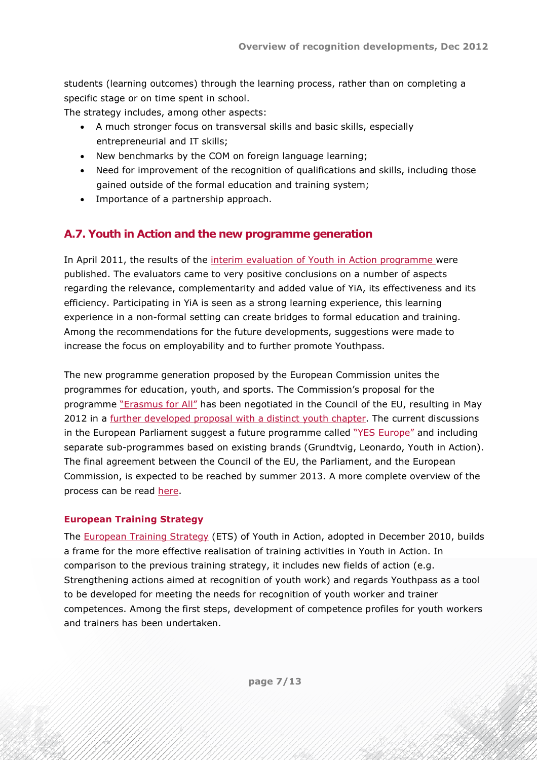students (learning outcomes) through the learning process, rather than on completing a specific stage or on time spent in school.

The strategy includes, among other aspects:

- A much stronger focus on transversal skills and basic skills, especially entrepreneurial and IT skills;
- New benchmarks by the COM on foreign language learning;
- Need for improvement of the recognition of qualifications and skills, including those gained outside of the formal education and training system;
- Importance of a partnership approach.

## A.7. Youth in Action and the new programme generation

In April 2011, the results of the interim evaluation of Youth in Action programme were published. The evaluators came to very positive conclusions on a number of aspects regarding the relevance, complementarity and added value of YiA, its effectiveness and its efficiency. Participating in YiA is seen as a strong learning experience, this learning experience in a non-formal setting can create bridges to formal education and training. Among the recommendations for the future developments, suggestions were made to increase the focus on employability and to further promote Youthpass.

The new programme generation proposed by the European Commission unites the programmes for education, youth, and sports. The Commission's proposal for the programme "Erasmus for All" has been negotiated in the Council of the EU, resulting in May 2012 in a further developed proposal with a distinct youth chapter. The current discussions in the European Parliament suggest a future programme called "YES Europe" and including separate sub-programmes based on existing brands (Grundtvig, Leonardo, Youth in Action). The final agreement between the Council of the EU, the Parliament, and the European Commission, is expected to be reached by summer 2013. A more complete overview of the process can be read here.

### European Training Strategy

The European Training Strategy (ETS) of Youth in Action, adopted in December 2010, builds a frame for the more effective realisation of training activities in Youth in Action. In comparison to the previous training strategy, it includes new fields of action (e.g. Strengthening actions aimed at recognition of youth work) and regards Youthpass as a tool to be developed for meeting the needs for recognition of youth worker and trainer competences. Among the first steps, development of competence profiles for youth workers and trainers has been undertaken.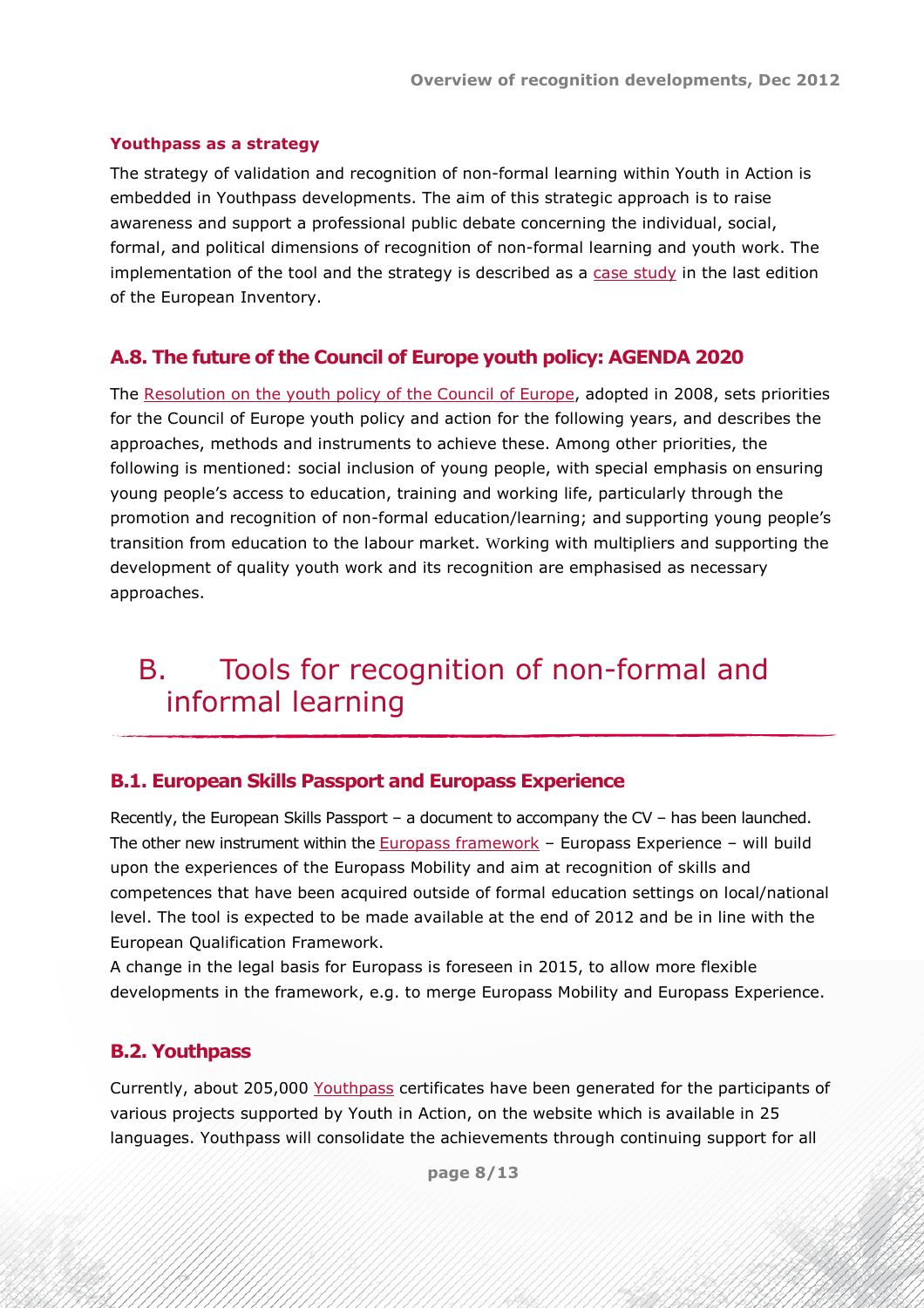#### Youthpass as a strategy

The strategy of validation and recognition of non-formal learning within Youth in Action is embedded in Youthpass developments. The aim of this strategic approach is to raise awareness and support a professional public debate concerning the individual, social, formal, and political dimensions of recognition of non-formal learning and youth work. The implementation of the tool and the strategy is described as a case study in the last edition of the European Inventory.

### A.8. The future of the Council of Europe youth policy: AGENDA 2020

The Resolution on the youth policy of the Council of Europe, adopted in 2008, sets priorities for the Council of Europe youth policy and action for the following years, and describes the approaches, methods and instruments to achieve these. Among other priorities, the following is mentioned: social inclusion of young people, with special emphasis on ensuring young people's access to education, training and working life, particularly through the promotion and recognition of non-formal education/learning; and supporting young people's transition from education to the labour market. Working with multipliers and supporting the development of quality youth work and its recognition are emphasised as necessary approaches.

## B. Tools for recognition of non-formal and informal learning

### B.1. European Skills Passport and Europass Experience

Recently, the European Skills Passport – a document to accompany the CV – has been launched. The other new instrument within the Europass framework – Europass Experience – will build upon the experiences of the Europass Mobility and aim at recognition of skills and competences that have been acquired outside of formal education settings on local/national level. The tool is expected to be made available at the end of 2012 and be in line with the European Qualification Framework.

A change in the legal basis for Europass is foreseen in 2015, to allow more flexible developments in the framework, e.g. to merge Europass Mobility and Europass Experience.

### B.2. Youthpass

Currently, about 205,000 Youthpass certificates have been generated for the participants of various projects supported by Youth in Action, on the website which is available in 25 languages. Youthpass will consolidate the achievements through continuing support for all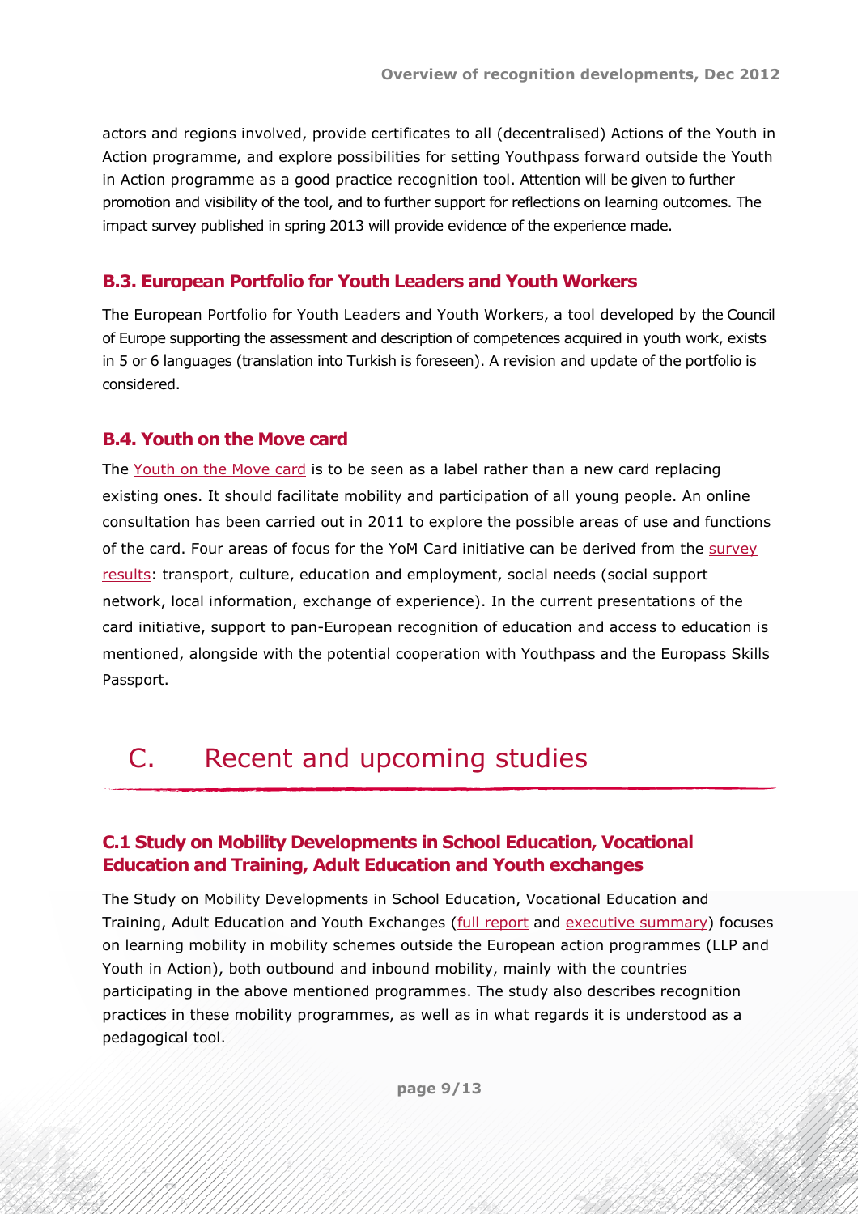actors and regions involved, provide certificates to all (decentralised) Actions of the Youth in Action programme, and explore possibilities for setting Youthpass forward outside the Youth in Action programme as a good practice recognition tool. Attention will be given to further promotion and visibility of the tool, and to further support for reflections on learning outcomes. The impact survey published in spring 2013 will provide evidence of the experience made.

### B.3. European Portfolio for Youth Leaders and Youth Workers

The European Portfolio for Youth Leaders and Youth Workers, a tool developed by the Council of Europe supporting the assessment and description of competences acquired in youth work, exists in 5 or 6 languages (translation into Turkish is foreseen). A revision and update of the portfolio is considered.

### B.4. Youth on the Move card

The Youth on the Move card is to be seen as a label rather than a new card replacing existing ones. It should facilitate mobility and participation of all young people. An online consultation has been carried out in 2011 to explore the possible areas of use and functions of the card. Four areas of focus for the YoM Card initiative can be derived from the survey results: transport, culture, education and employment, social needs (social support network, local information, exchange of experience). In the current presentations of the card initiative, support to pan-European recognition of education and access to education is mentioned, alongside with the potential cooperation with Youthpass and the Europass Skills Passport.

## C. Recent and upcoming studies

### C.1 Study on Mobility Developments in School Education, Vocational Education and Training, Adult Education and Youth exchanges

The Study on Mobility Developments in School Education, Vocational Education and Training, Adult Education and Youth Exchanges (full report and executive summary) focuses on learning mobility in mobility schemes outside the European action programmes (LLP and Youth in Action), both outbound and inbound mobility, mainly with the countries participating in the above mentioned programmes. The study also describes recognition practices in these mobility programmes, as well as in what regards it is understood as a pedagogical tool.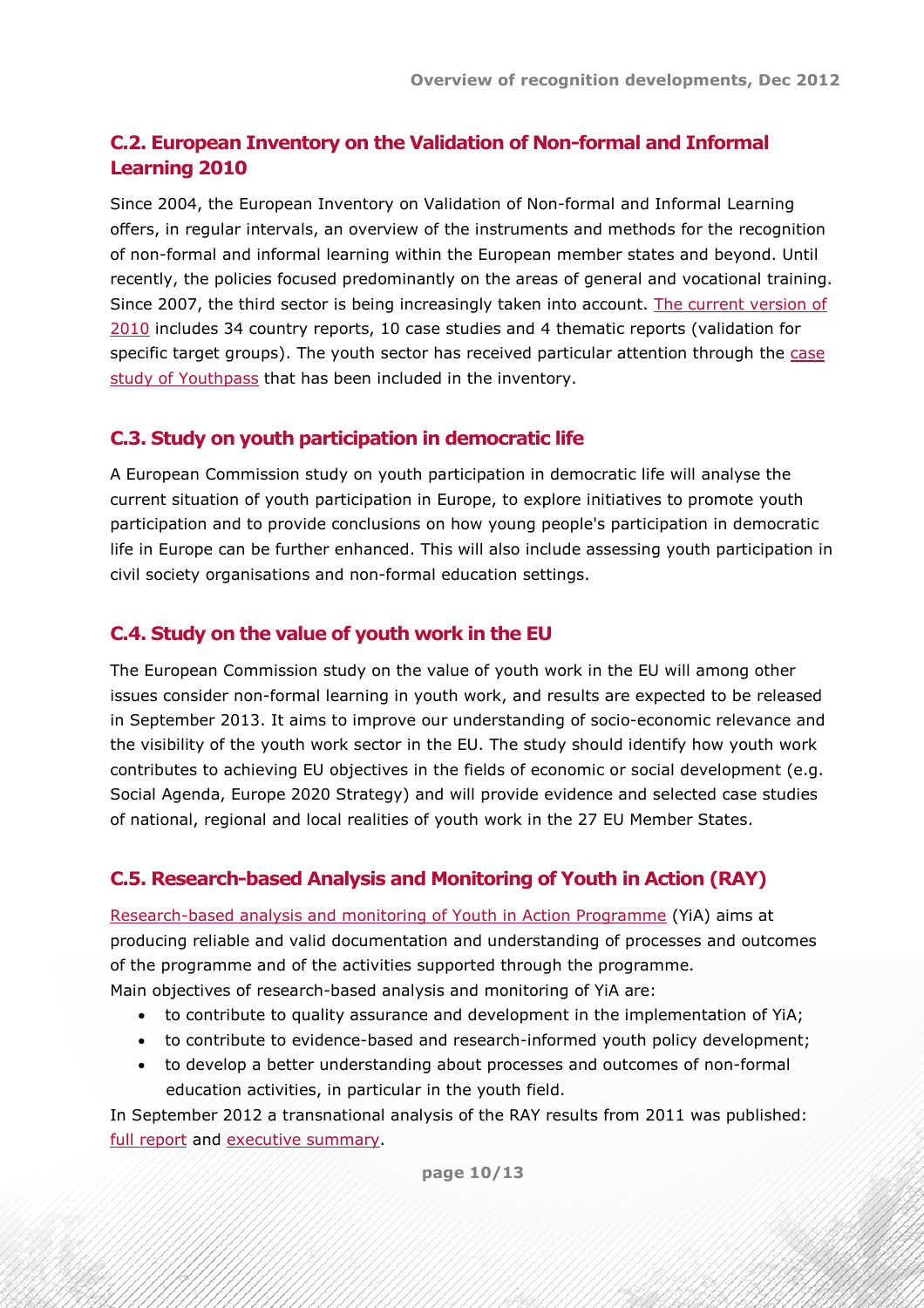## C.2. European Inventory on the Validation of Non-formal and Informal Learning 2010

Since 2004, the European Inventory on Validation of Non-formal and Informal Learning offers, in regular intervals, an overview of the instruments and methods for the recognition of non-formal and informal learning within the European member states and beyond. Until recently, the policies focused predominantly on the areas of general and vocational training. Since 2007, the third sector is being increasingly taken into account. The current version of 2010 includes 34 country reports, 10 case studies and 4 thematic reports (validation for specific target groups). The youth sector has received particular attention through the case study of Youthpass that has been included in the inventory.

## C.3. Study on youth participation in democratic life

A European Commission study on youth participation in democratic life will analyse the current situation of youth participation in Europe, to explore initiatives to promote youth participation and to provide conclusions on how young people's participation in democratic life in Europe can be further enhanced. This will also include assessing youth participation in civil society organisations and non-formal education settings.

## C.4. Study on the value of youth work in the EU

The European Commission study on the value of youth work in the EU will among other issues consider non-formal learning in youth work, and results are expected to be released in September 2013. It aims to improve our understanding of socio-economic relevance and the visibility of the youth work sector in the EU. The study should identify how youth work contributes to achieving EU objectives in the fields of economic or social development (e.g. Social Agenda, Europe 2020 Strategy) and will provide evidence and selected case studies of national, regional and local realities of youth work in the 27 EU Member States.

## C.5. Research-based Analysis and Monitoring of Youth in Action (RAY)

Research-based analysis and monitoring of Youth in Action Programme (YiA) aims at producing reliable and valid documentation and understanding of processes and outcomes of the programme and of the activities supported through the programme.
Main objectives of research-based analysis and monitoring of YiA are:

- to contribute to quality assurance and development in the implementation of YiA;
- to contribute to evidence-based and research-informed youth policy development;
- to develop a better understanding about processes and outcomes of non-formal education activities, in particular in the youth field.

In September 2012 a transnational analysis of the RAY results from 2011 was published: full report and executive summary.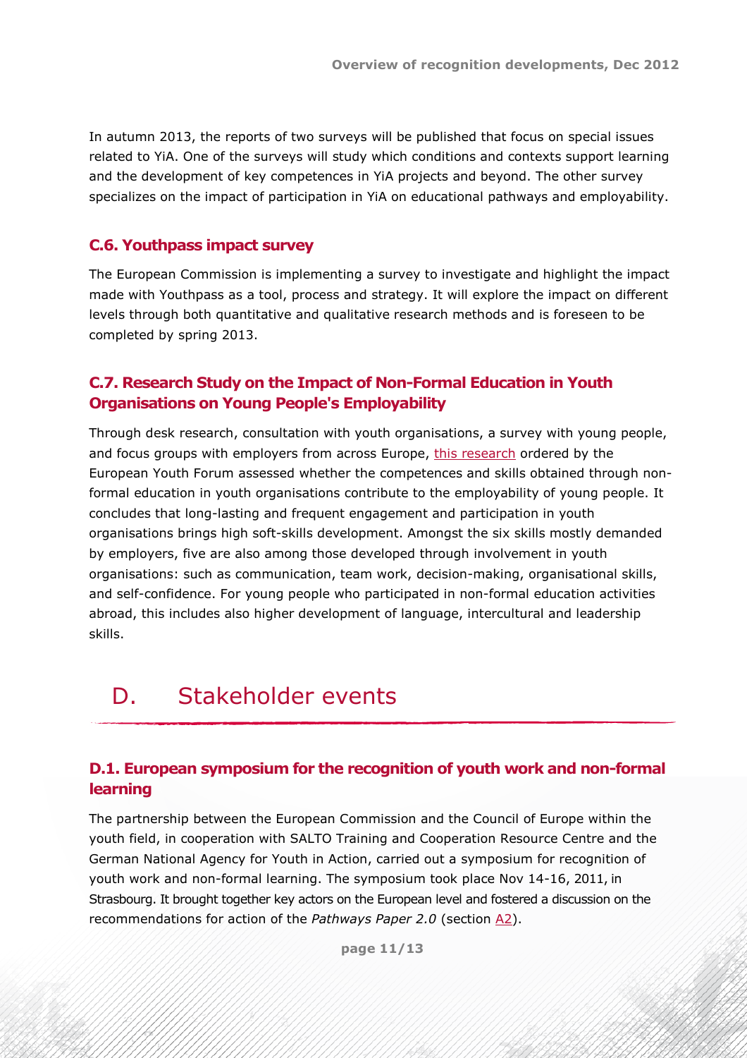In autumn 2013, the reports of two surveys will be published that focus on special issues related to YiA. One of the surveys will study which conditions and contexts support learning and the development of key competences in YiA projects and beyond. The other survey specializes on the impact of participation in YiA on educational pathways and employability.

### C.6. Youthpass impact survey

The European Commission is implementing a survey to investigate and highlight the impact made with Youthpass as a tool, process and strategy. It will explore the impact on different levels through both quantitative and qualitative research methods and is foreseen to be completed by spring 2013.

### C.7. Research Study on the Impact of Non-Formal Education in Youth Organisations on Young People's Employability

Through desk research, consultation with youth organisations, a survey with young people, and focus groups with employers from across Europe, this research ordered by the European Youth Forum assessed whether the competences and skills obtained through non-formal education in youth organisations contribute to the employability of young people. It concludes that long-lasting and frequent engagement and participation in youth organisations brings high soft-skills development. Amongst the six skills mostly demanded by employers, five are also among those developed through involvement in youth organisations: such as communication, team work, decision-making, organisational skills, and self-confidence. For young people who participated in non-formal education activities abroad, this includes also higher development of language, intercultural and leadership skills.

## D. Stakeholder events

### D.1. European symposium for the recognition of youth work and non-formal learning

The partnership between the European Commission and the Council of Europe within the youth field, in cooperation with SALTO Training and Cooperation Resource Centre and the German National Agency for Youth in Action, carried out a symposium for recognition of youth work and non-formal learning. The symposium took place Nov 14-16, 2011, in Strasbourg. It brought together key actors on the European level and fostered a discussion on the recommendations for action of the *Pathways Paper 2.0* (section A2).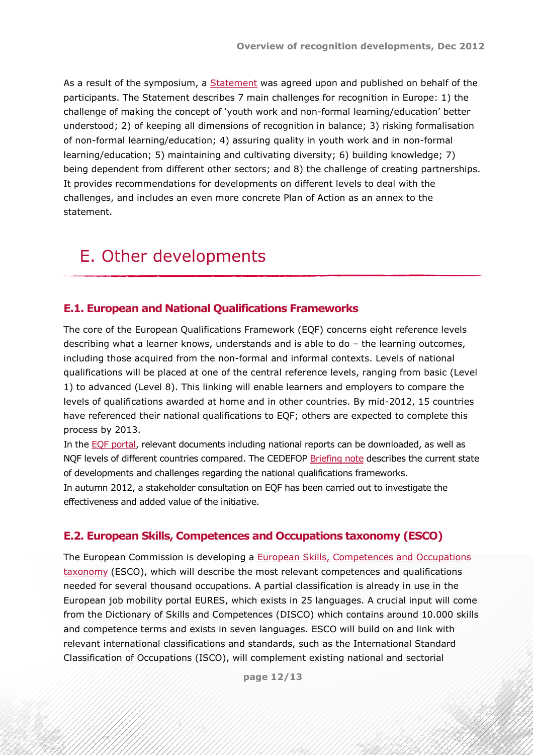As a result of the symposium, a Statement was agreed upon and published on behalf of the participants. The Statement describes 7 main challenges for recognition in Europe: 1) the challenge of making the concept of 'youth work and non-formal learning/education' better understood; 2) of keeping all dimensions of recognition in balance; 3) risking formalisation of non-formal learning/education; 4) assuring quality in youth work and in non-formal learning/education; 5) maintaining and cultivating diversity; 6) building knowledge; 7) being dependent from different other sectors; and 8) the challenge of creating partnerships. It provides recommendations for developments on different levels to deal with the challenges, and includes an even more concrete Plan of Action as an annex to the statement.

# E. Other developments

## E.1. European and National Qualifications Frameworks

The core of the European Qualifications Framework (EQF) concerns eight reference levels describing what a learner knows, understands and is able to do – the learning outcomes, including those acquired from the non-formal and informal contexts. Levels of national qualifications will be placed at one of the central reference levels, ranging from basic (Level 1) to advanced (Level 8). This linking will enable learners and employers to compare the levels of qualifications awarded at home and in other countries. By mid-2012, 15 countries have referenced their national qualifications to EQF; others are expected to complete this process by 2013.

In the EQF portal, relevant documents including national reports can be downloaded, as well as NQF levels of different countries compared. The CEDEFOP Briefing note describes the current state of developments and challenges regarding the national qualifications frameworks.

In autumn 2012, a stakeholder consultation on EQF has been carried out to investigate the effectiveness and added value of the initiative.

## E.2. European Skills, Competences and Occupations taxonomy (ESCO)

The European Commission is developing a European Skills, Competences and Occupations taxonomy (ESCO), which will describe the most relevant competences and qualifications needed for several thousand occupations. A partial classification is already in use in the European job mobility portal EURES, which exists in 25 languages. A crucial input will come from the Dictionary of Skills and Competences (DISCO) which contains around 10.000 skills and competence terms and exists in seven languages. ESCO will build on and link with relevant international classifications and standards, such as the International Standard Classification of Occupations (ISCO), will complement existing national and sectorial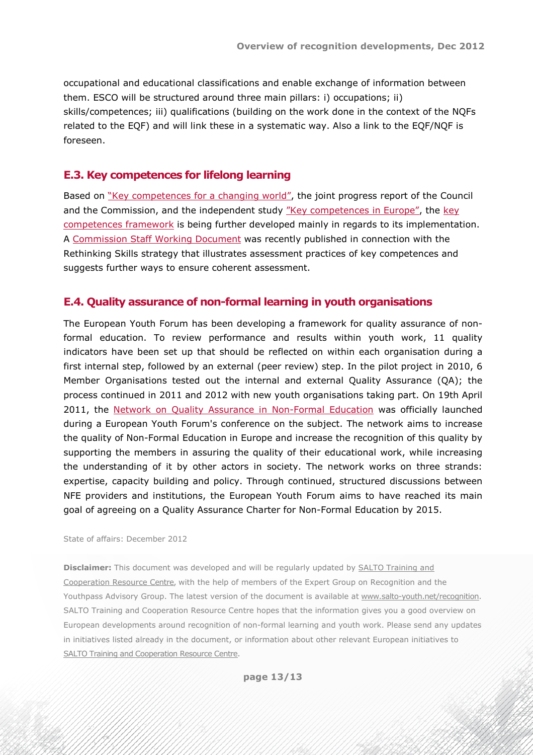occupational and educational classifications and enable exchange of information between them. ESCO will be structured around three main pillars: i) occupations; ii) skills/competences; iii) qualifications (building on the work done in the context of the NQFs related to the EQF) and will link these in a systematic way. Also a link to the EQF/NQF is foreseen.

## E.3. Key competences for lifelong learning

Based on "Key competences for a changing world", the joint progress report of the Council and the Commission, and the independent study "Key competences in Europe", the key competences framework is being further developed mainly in regards to its implementation. A Commission Staff Working Document was recently published in connection with the Rethinking Skills strategy that illustrates assessment practices of key competences and suggests further ways to ensure coherent assessment.

## E.4. Quality assurance of non-formal learning in youth organisations

The European Youth Forum has been developing a framework for quality assurance of non-formal education. To review performance and results within youth work, 11 quality indicators have been set up that should be reflected on within each organisation during a first internal step, followed by an external (peer review) step. In the pilot project in 2010, 6 Member Organisations tested out the internal and external Quality Assurance (QA); the process continued in 2011 and 2012 with new youth organisations taking part. On 19th April 2011, the Network on Quality Assurance in Non-Formal Education was officially launched during a European Youth Forum's conference on the subject. The network aims to increase the quality of Non-Formal Education in Europe and increase the recognition of this quality by supporting the members in assuring the quality of their educational work, while increasing the understanding of it by other actors in society. The network works on three strands: expertise, capacity building and policy. Through continued, structured discussions between NFE providers and institutions, the European Youth Forum aims to have reached its main goal of agreeing on a Quality Assurance Charter for Non-Formal Education by 2015.

State of affairs: December 2012

**Disclaimer:** This document was developed and will be regularly updated by SALTO Training and Cooperation Resource Centre, with the help of members of the Expert Group on Recognition and the Youthpass Advisory Group. The latest version of the document is available at www.salto-youth.net/recognition. SALTO Training and Cooperation Resource Centre hopes that the information gives you a good overview on European developments around recognition of non-formal learning and youth work. Please send any updates in initiatives listed already in the document, or information about other relevant European initiatives to SALTO Training and Cooperation Resource Centre.